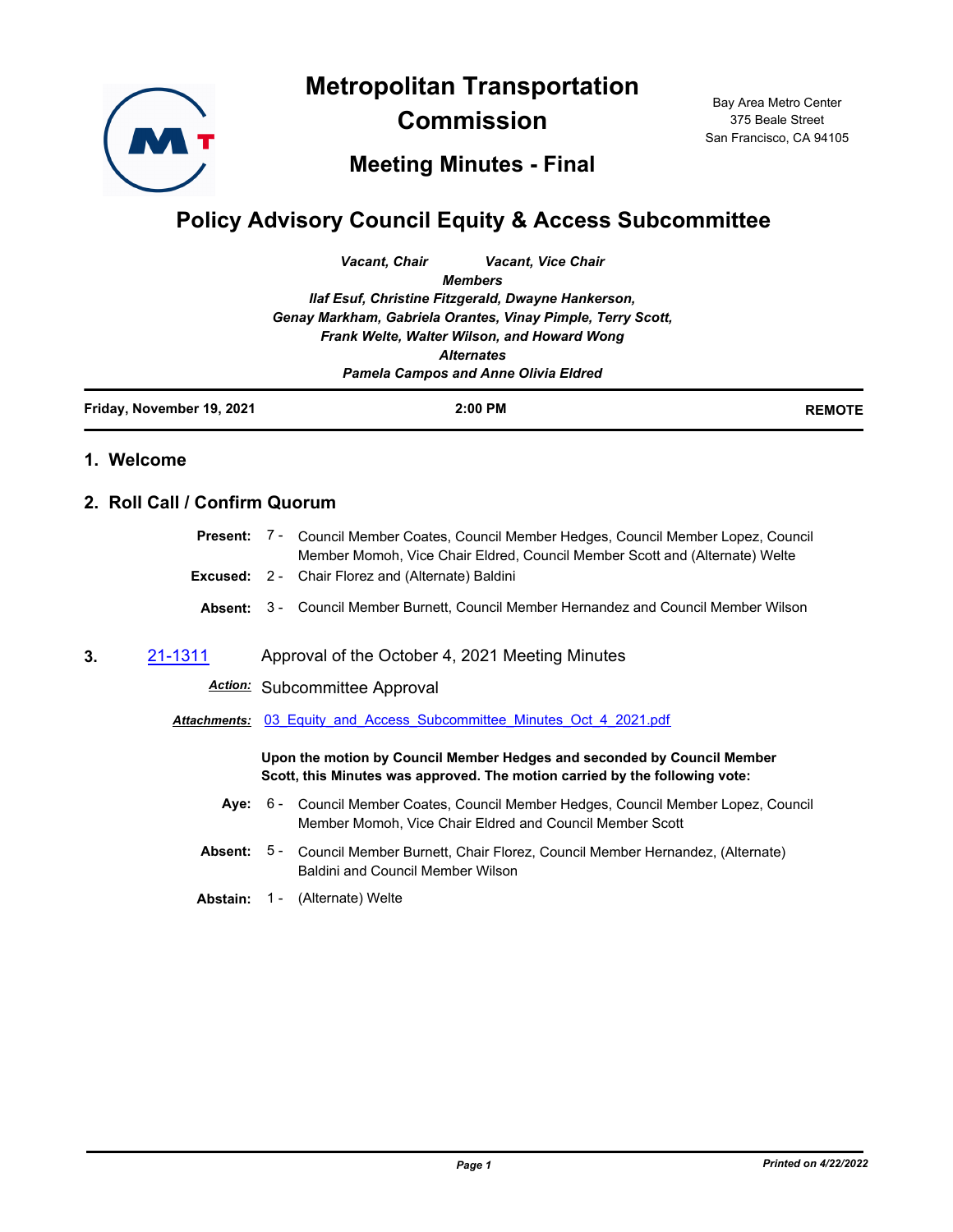# Metropolitan Transportation Commission

## Meeting Minutes - Final

Bay Area Metro Center
375 Beale Street
San Francisco, CA 94105

# Policy Advisory Council Equity & Access Subcommittee

*Vacant, Chair* *Vacant, Vice Chair*

***Members***

***Ilaf Esuf, Christine Fitzgerald, Dwayne Hankerson, Genay Markham, Gabriela Orantes, Vinay Pimple, Terry Scott, Frank Welte, Walter Wilson, and Howard Wong***

***Alternates***

***Pamela Campos and Anne Olivia Eldred***

**Friday, November 19, 2021** **2:00 PM** **REMOTE**

## 1. Welcome

## 2. Roll Call / Confirm Quorum

**Present:** 7 - Council Member Coates, Council Member Hedges, Council Member Lopez, Council Member Momoh, Vice Chair Eldred, Council Member Scott and (Alternate) Welte

**Excused:** 2 - Chair Florez and (Alternate) Baldini

**Absent:** 3 - Council Member Burnett, Council Member Hernandez and Council Member Wilson

**3.** 21-1311 Approval of the October 4, 2021 Meeting Minutes

***Action:*** Subcommittee Approval

***Attachments:*** 03_Equity_and_Access_Subcommittee_Minutes_Oct_4_2021.pdf

**Upon the motion by Council Member Hedges and seconded by Council Member Scott, this Minutes was approved. The motion carried by the following vote:**

**Aye:** 6 - Council Member Coates, Council Member Hedges, Council Member Lopez, Council Member Momoh, Vice Chair Eldred and Council Member Scott

**Absent:** 5 - Council Member Burnett, Chair Florez, Council Member Hernandez, (Alternate) Baldini and Council Member Wilson

**Abstain:** 1 - (Alternate) Welte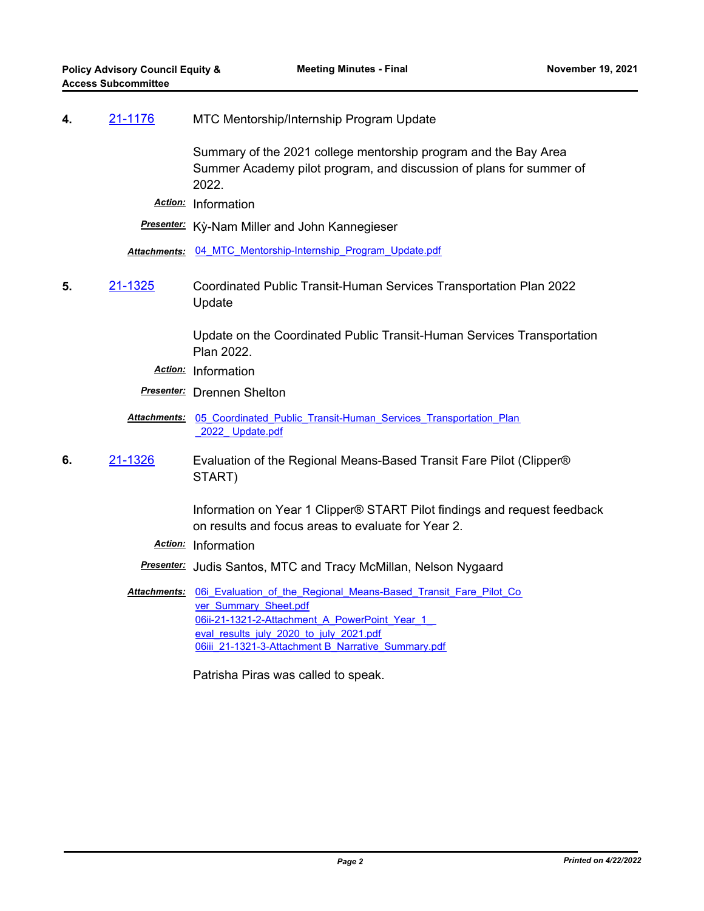**4.** 21-1176 MTC Mentorship/Internship Program Update

Summary of the 2021 college mentorship program and the Bay Area Summer Academy pilot program, and discussion of plans for summer of 2022.

***Action:*** Information

***Presenter:*** Kỳ-Nam Miller and John Kannegieser

***Attachments:*** 04_MTC_Mentorship-Internship_Program_Update.pdf

**5.** 21-1325 Coordinated Public Transit-Human Services Transportation Plan 2022 Update

Update on the Coordinated Public Transit-Human Services Transportation Plan 2022.

***Action:*** Information

***Presenter:*** Drennen Shelton

***Attachments:*** 05_Coordinated_Public_Transit-Human_Services_Transportation_Plan_2022_Update.pdf

**6.** 21-1326 Evaluation of the Regional Means-Based Transit Fare Pilot (Clipper® START)

Information on Year 1 Clipper® START Pilot findings and request feedback on results and focus areas to evaluate for Year 2.

***Action:*** Information

***Presenter:*** Judis Santos, MTC and Tracy McMillan, Nelson Nygaard

***Attachments:*** 06i_Evaluation_of_the_Regional_Means-Based_Transit_Fare_Pilot_Cover_Summary_Sheet.pdf
06ii-21-1321-2-Attachment_A_PowerPoint_Year_1_eval_results_july_2020_to_july_2021.pdf
06iii_21-1321-3-Attachment B_Narrative_Summary.pdf

Patrisha Piras was called to speak.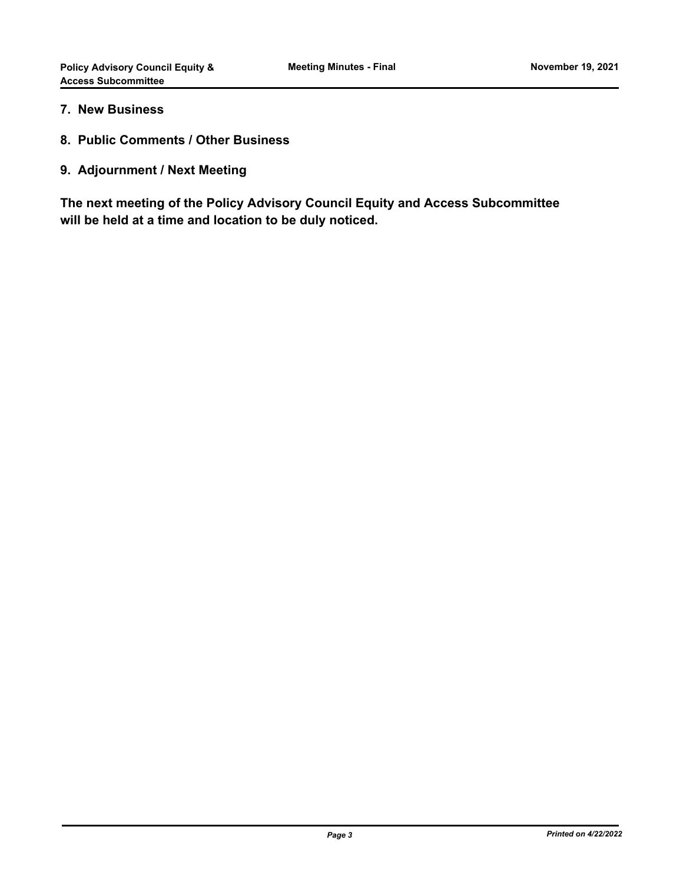## 7. New Business

## 8. Public Comments / Other Business

## 9. Adjournment / Next Meeting

**The next meeting of the Policy Advisory Council Equity and Access Subcommittee will be held at a time and location to be duly noticed.**